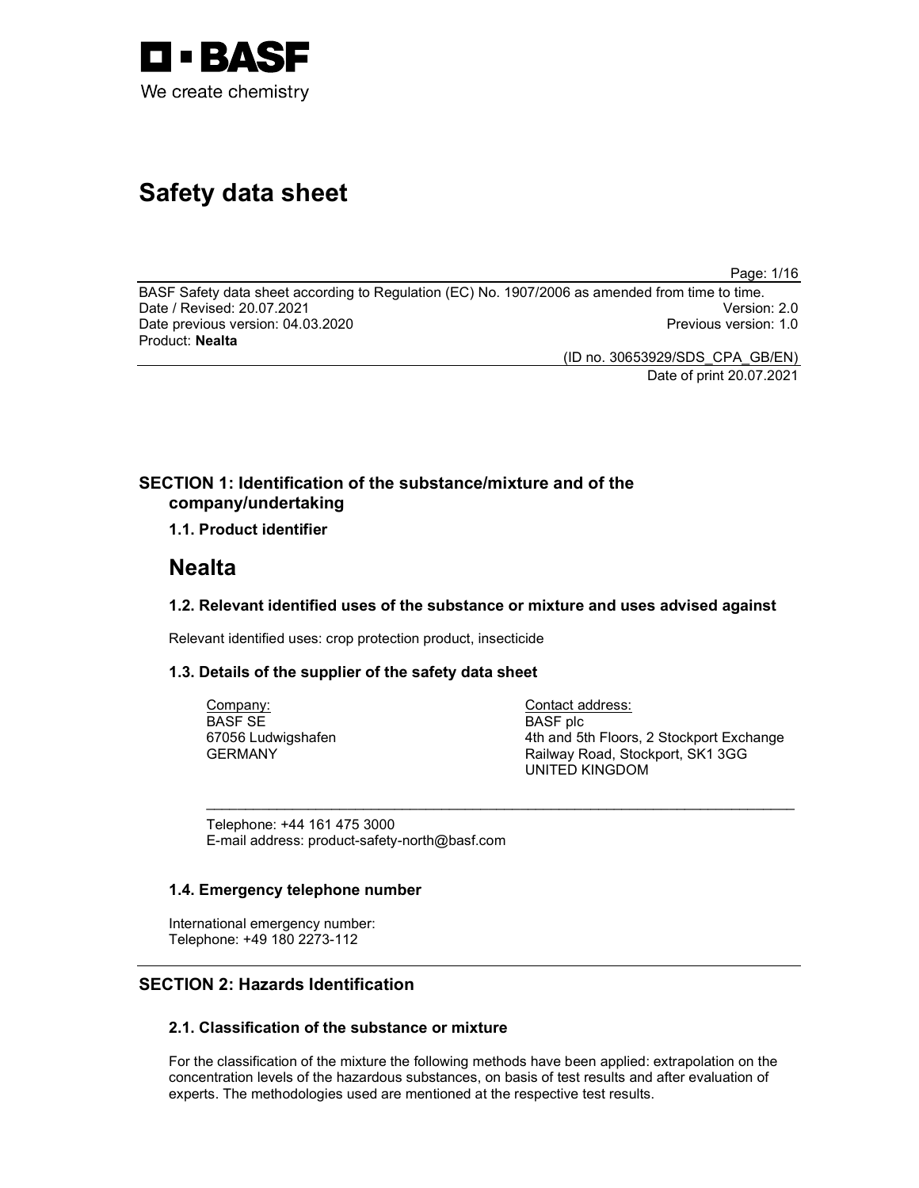# Safety data sheet

BASF Safety data sheet according to Regulation (EC) No. 1907/2006 as amended from time to time.
Date / Revised: 20.07.2021 Version: 2.0
Date previous version: 04.03.2020 Previous version: 1.0
Product: **Nealta**

(ID no. 30653929/SDS_CPA_GB/EN)
Date of print 20.07.2021

## SECTION 1: Identification of the substance/mixture and of the company/undertaking

### 1.1. Product identifier

# Nealta

### 1.2. Relevant identified uses of the substance or mixture and uses advised against

Relevant identified uses: crop protection product, insecticide

### 1.3. Details of the supplier of the safety data sheet

Company:
BASF SE
67056 Ludwigshafen
GERMANY

Contact address:
BASF plc
4th and 5th Floors, 2 Stockport Exchange
Railway Road, Stockport, SK1 3GG
UNITED KINGDOM

Telephone: +44 161 475 3000
E-mail address: product-safety-north@basf.com

### 1.4. Emergency telephone number

International emergency number:
Telephone: +49 180 2273-112

## SECTION 2: Hazards Identification

### 2.1. Classification of the substance or mixture

For the classification of the mixture the following methods have been applied: extrapolation on the concentration levels of the hazardous substances, on basis of test results and after evaluation of experts. The methodologies used are mentioned at the respective test results.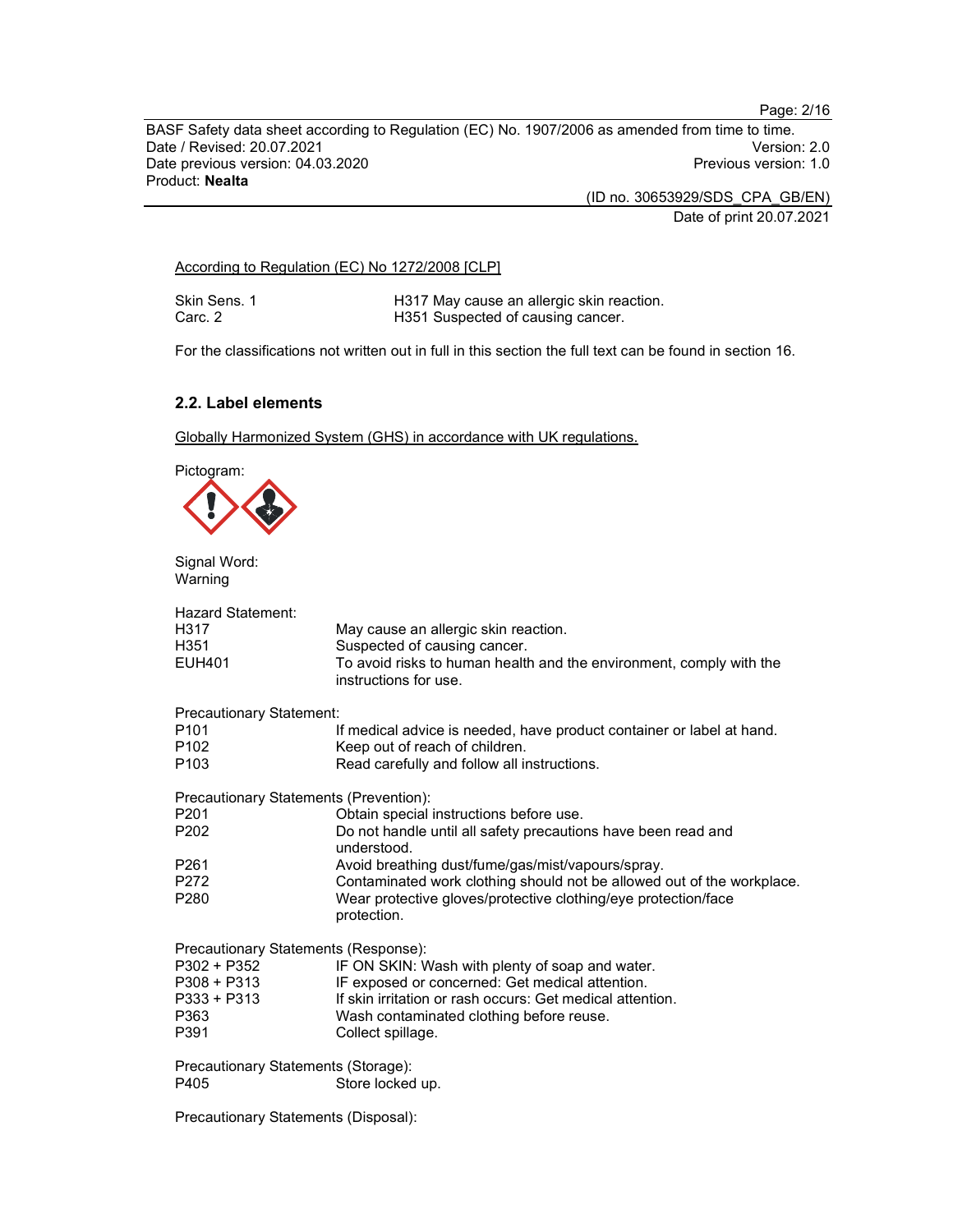According to Regulation (EC) No 1272/2008 [CLP]

| | |
|---|---|
| Skin Sens. 1 | H317 May cause an allergic skin reaction. |
| Carc. 2 | H351 Suspected of causing cancer. |

For the classifications not written out in full in this section the full text can be found in section 16.

### 2.2. Label elements

Globally Harmonized System (GHS) in accordance with UK regulations.

Pictogram:

Signal Word:
Warning

Hazard Statement:

| | |
|---|---|
| H317 | May cause an allergic skin reaction. |
| H351 | Suspected of causing cancer. |
| EUH401 | To avoid risks to human health and the environment, comply with the instructions for use. |

Precautionary Statement:

| | |
|---|---|
| P101 | If medical advice is needed, have product container or label at hand. |
| P102 | Keep out of reach of children. |
| P103 | Read carefully and follow all instructions. |

Precautionary Statements (Prevention):

| | |
|---|---|
| P201 | Obtain special instructions before use. |
| P202 | Do not handle until all safety precautions have been read and understood. |
| P261 | Avoid breathing dust/fume/gas/mist/vapours/spray. |
| P272 | Contaminated work clothing should not be allowed out of the workplace. |
| P280 | Wear protective gloves/protective clothing/eye protection/face protection. |

Precautionary Statements (Response):

| | |
|---|---|
| P302 + P352 | IF ON SKIN: Wash with plenty of soap and water. |
| P308 + P313 | IF exposed or concerned: Get medical attention. |
| P333 + P313 | If skin irritation or rash occurs: Get medical attention. |
| P363 | Wash contaminated clothing before reuse. |
| P391 | Collect spillage. |

Precautionary Statements (Storage):

| | |
|---|---|
| P405 | Store locked up. |

Precautionary Statements (Disposal):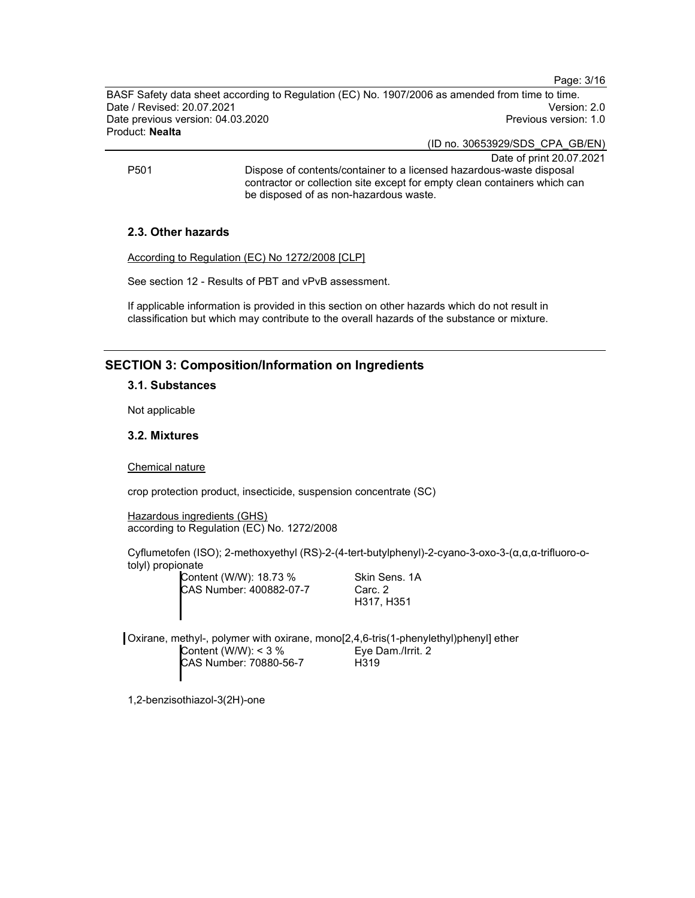P501 Dispose of contents/container to a licensed hazardous-waste disposal contractor or collection site except for empty clean containers which can be disposed of as non-hazardous waste.

### 2.3. Other hazards

According to Regulation (EC) No 1272/2008 [CLP]

See section 12 - Results of PBT and vPvB assessment.

If applicable information is provided in this section on other hazards which do not result in classification but which may contribute to the overall hazards of the substance or mixture.

## SECTION 3: Composition/Information on Ingredients

### 3.1. Substances

Not applicable

### 3.2. Mixtures

Chemical nature

crop protection product, insecticide, suspension concentrate (SC)

Hazardous ingredients (GHS)
according to Regulation (EC) No. 1272/2008

Cyflumetofen (ISO); 2-methoxyethyl (RS)-2-(4-tert-butylphenyl)-2-cyano-3-oxo-3-(α,α,α-trifluoro-o-tolyl) propionate

| | |
|---|---|
| Content (W/W): 18.73 % | Skin Sens. 1A |
| CAS Number: 400882-07-7 | Carc. 2 |
| | H317, H351 |

Oxirane, methyl-, polymer with oxirane, mono[2,4,6-tris(1-phenylethyl)phenyl] ether

| | |
|---|---|
| Content (W/W): < 3 % | Eye Dam./Irrit. 2 |
| CAS Number: 70880-56-7 | H319 |

1,2-benzisothiazol-3(2H)-one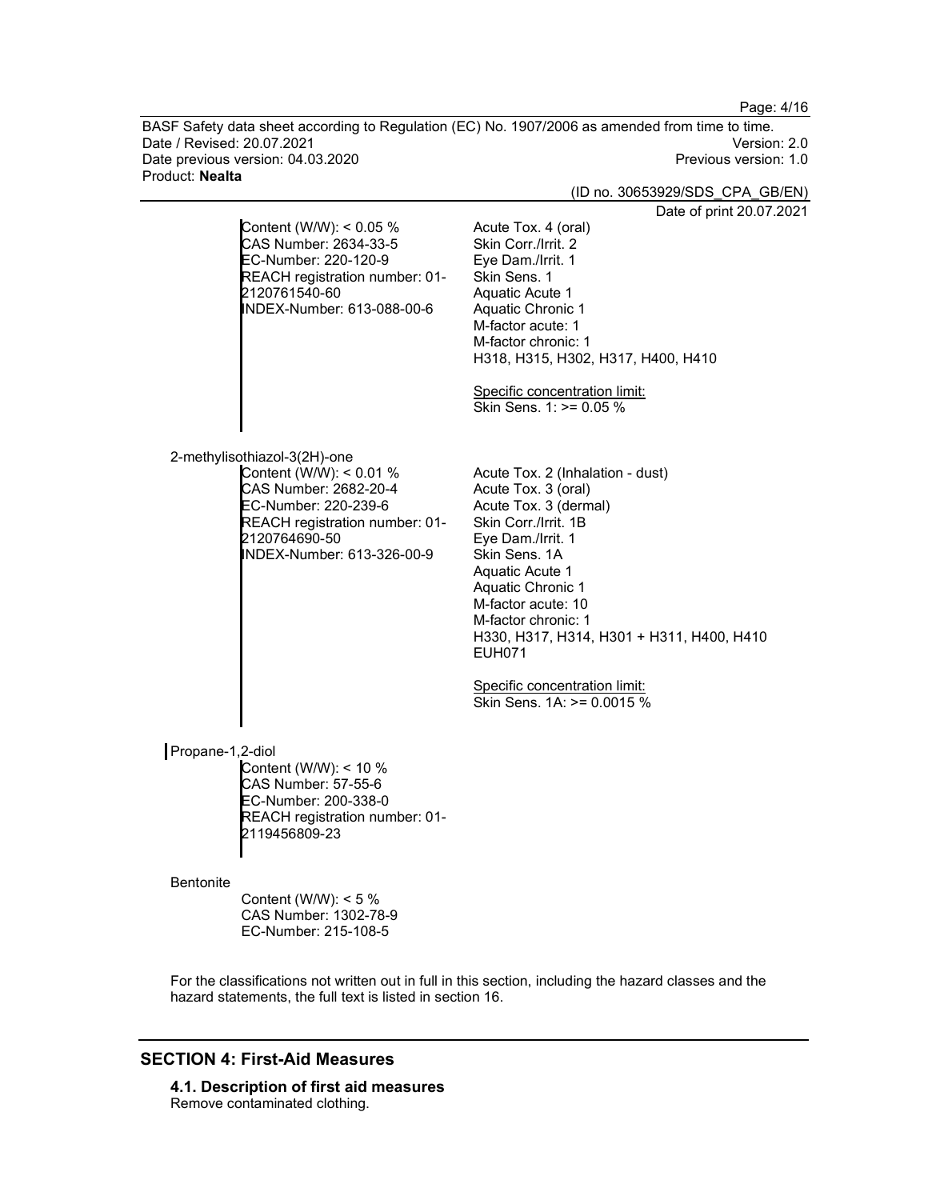| | |
|---|---|
| Content (W/W): < 0.05 %<br>CAS Number: 2634-33-5<br>EC-Number: 220-120-9<br>REACH registration number: 01-2120761540-60<br>INDEX-Number: 613-088-00-6 | Acute Tox. 4 (oral)<br>Skin Corr./Irrit. 2<br>Eye Dam./Irrit. 1<br>Skin Sens. 1<br>Aquatic Acute 1<br>Aquatic Chronic 1<br>M-factor acute: 1<br>M-factor chronic: 1<br>H318, H315, H302, H317, H400, H410<br><br>Specific concentration limit:<br>Skin Sens. 1: >= 0.05 % |

2-methylisothiazol-3(2H)-one

| | |
|---|---|
| Content (W/W): < 0.01 %<br>CAS Number: 2682-20-4<br>EC-Number: 220-239-6<br>REACH registration number: 01-2120764690-50<br>INDEX-Number: 613-326-00-9 | Acute Tox. 2 (Inhalation - dust)<br>Acute Tox. 3 (oral)<br>Acute Tox. 3 (dermal)<br>Skin Corr./Irrit. 1B<br>Eye Dam./Irrit. 1<br>Skin Sens. 1A<br>Aquatic Acute 1<br>Aquatic Chronic 1<br>M-factor acute: 10<br>M-factor chronic: 1<br>H330, H317, H314, H301 + H311, H400, H410<br>EUH071<br><br>Specific concentration limit:<br>Skin Sens. 1A: >= 0.0015 % |

Propane-1,2-diol

Content (W/W): < 10 %
CAS Number: 57-55-6
EC-Number: 200-338-0
REACH registration number: 01-2119456809-23

Bentonite

Content (W/W): < 5 %
CAS Number: 1302-78-9
EC-Number: 215-108-5

For the classifications not written out in full in this section, including the hazard classes and the hazard statements, the full text is listed in section 16.

## SECTION 4: First-Aid Measures

### 4.1. Description of first aid measures

Remove contaminated clothing.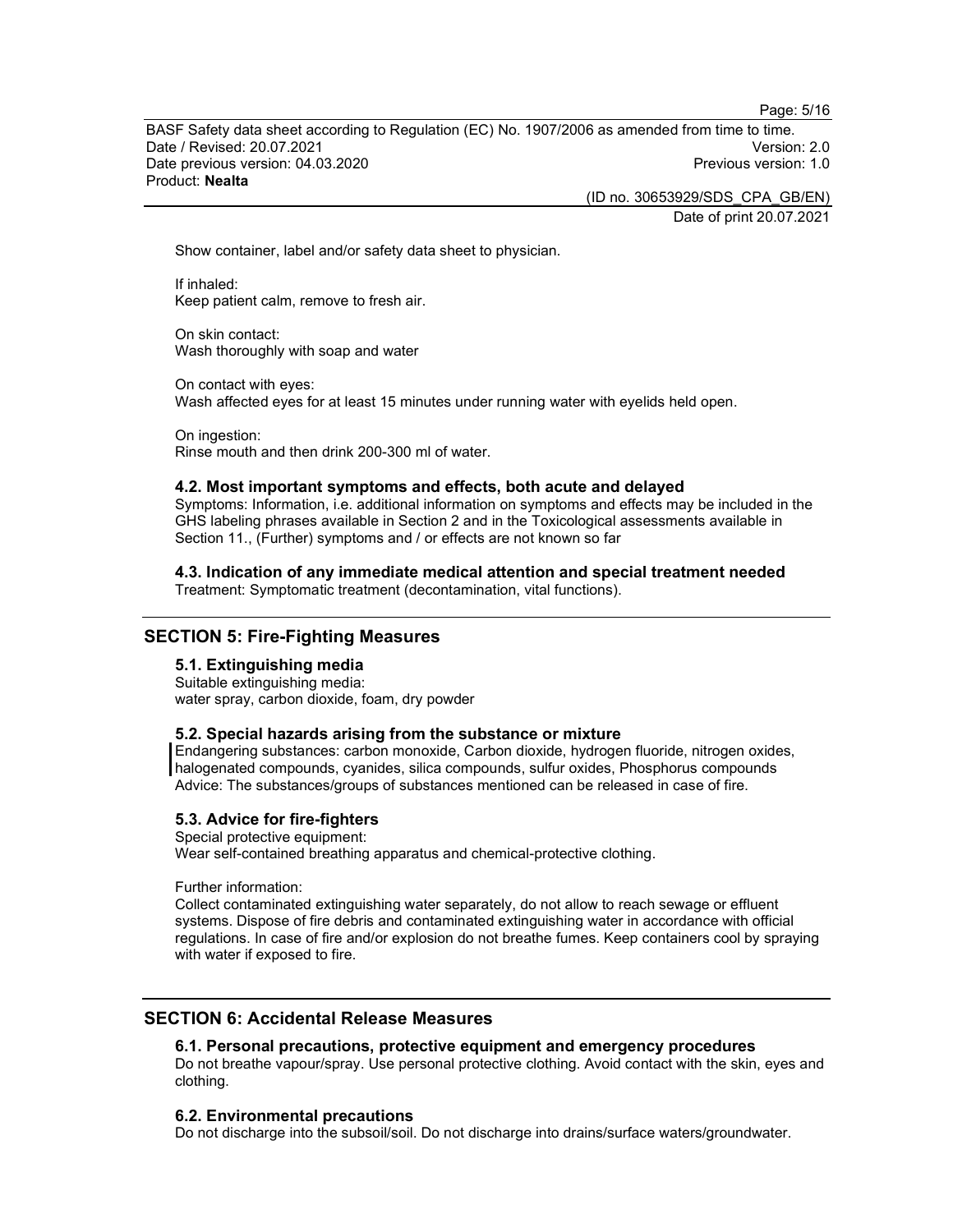Show container, label and/or safety data sheet to physician.

If inhaled:
Keep patient calm, remove to fresh air.

On skin contact:
Wash thoroughly with soap and water

On contact with eyes:
Wash affected eyes for at least 15 minutes under running water with eyelids held open.

On ingestion:
Rinse mouth and then drink 200-300 ml of water.

### 4.2. Most important symptoms and effects, both acute and delayed

Symptoms: Information, i.e. additional information on symptoms and effects may be included in the GHS labeling phrases available in Section 2 and in the Toxicological assessments available in Section 11., (Further) symptoms and / or effects are not known so far

### 4.3. Indication of any immediate medical attention and special treatment needed

Treatment: Symptomatic treatment (decontamination, vital functions).

## SECTION 5: Fire-Fighting Measures

### 5.1. Extinguishing media

Suitable extinguishing media:
water spray, carbon dioxide, foam, dry powder

### 5.2. Special hazards arising from the substance or mixture

Endangering substances: carbon monoxide, Carbon dioxide, hydrogen fluoride, nitrogen oxides, halogenated compounds, cyanides, silica compounds, sulfur oxides, Phosphorus compounds
Advice: The substances/groups of substances mentioned can be released in case of fire.

### 5.3. Advice for fire-fighters

Special protective equipment:
Wear self-contained breathing apparatus and chemical-protective clothing.

Further information:
Collect contaminated extinguishing water separately, do not allow to reach sewage or effluent systems. Dispose of fire debris and contaminated extinguishing water in accordance with official regulations. In case of fire and/or explosion do not breathe fumes. Keep containers cool by spraying with water if exposed to fire.

## SECTION 6: Accidental Release Measures

### 6.1. Personal precautions, protective equipment and emergency procedures

Do not breathe vapour/spray. Use personal protective clothing. Avoid contact with the skin, eyes and clothing.

### 6.2. Environmental precautions

Do not discharge into the subsoil/soil. Do not discharge into drains/surface waters/groundwater.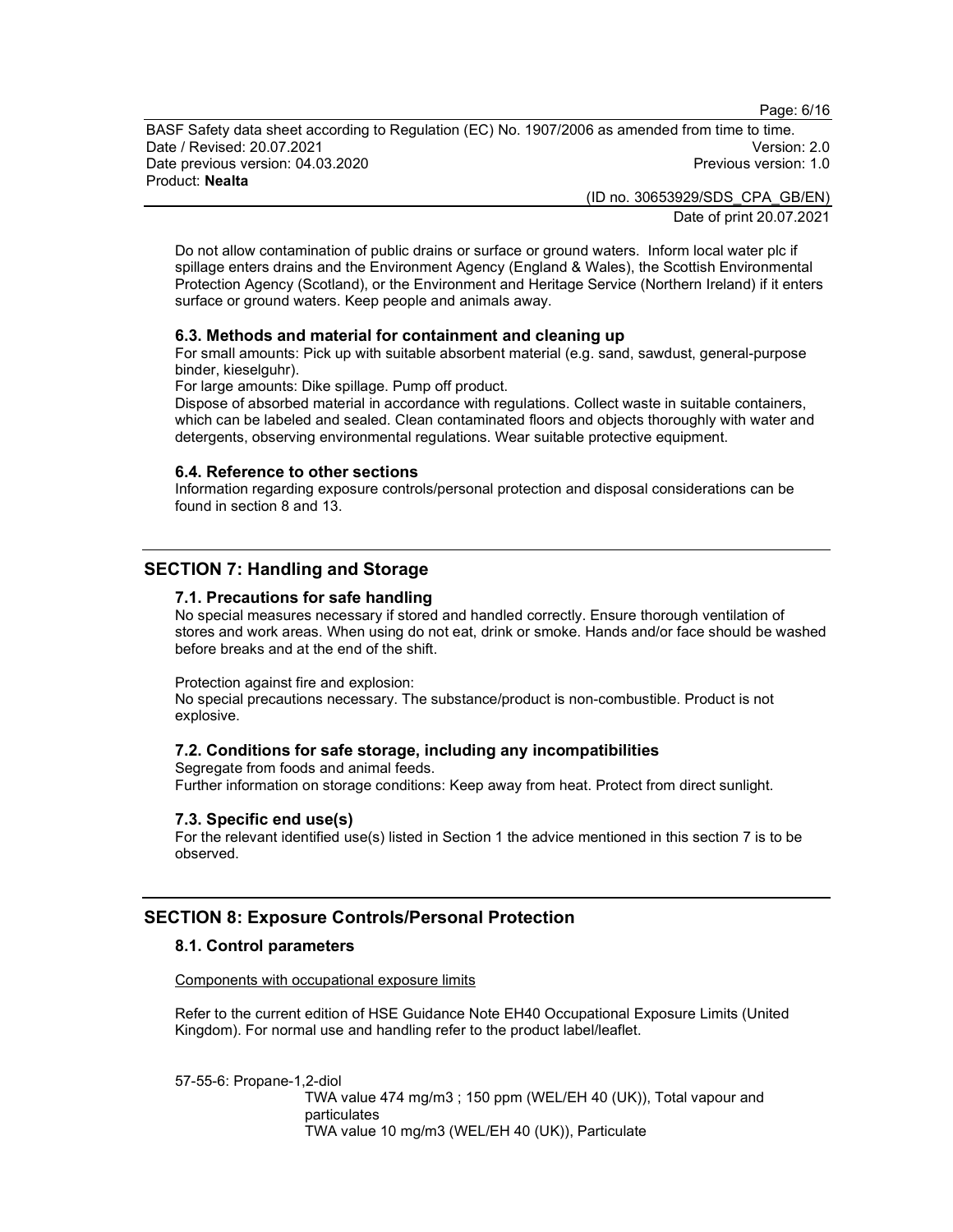Do not allow contamination of public drains or surface or ground waters. Inform local water plc if spillage enters drains and the Environment Agency (England & Wales), the Scottish Environmental Protection Agency (Scotland), or the Environment and Heritage Service (Northern Ireland) if it enters surface or ground waters. Keep people and animals away.

### 6.3. Methods and material for containment and cleaning up

For small amounts: Pick up with suitable absorbent material (e.g. sand, sawdust, general-purpose binder, kieselguhr).

For large amounts: Dike spillage. Pump off product.

Dispose of absorbed material in accordance with regulations. Collect waste in suitable containers, which can be labeled and sealed. Clean contaminated floors and objects thoroughly with water and detergents, observing environmental regulations. Wear suitable protective equipment.

### 6.4. Reference to other sections

Information regarding exposure controls/personal protection and disposal considerations can be found in section 8 and 13.

## SECTION 7: Handling and Storage

### 7.1. Precautions for safe handling

No special measures necessary if stored and handled correctly. Ensure thorough ventilation of stores and work areas. When using do not eat, drink or smoke. Hands and/or face should be washed before breaks and at the end of the shift.

Protection against fire and explosion:
No special precautions necessary. The substance/product is non-combustible. Product is not explosive.

### 7.2. Conditions for safe storage, including any incompatibilities

Segregate from foods and animal feeds.
Further information on storage conditions: Keep away from heat. Protect from direct sunlight.

### 7.3. Specific end use(s)

For the relevant identified use(s) listed in Section 1 the advice mentioned in this section 7 is to be observed.

## SECTION 8: Exposure Controls/Personal Protection

### 8.1. Control parameters

Components with occupational exposure limits

Refer to the current edition of HSE Guidance Note EH40 Occupational Exposure Limits (United Kingdom). For normal use and handling refer to the product label/leaflet.

57-55-6: Propane-1,2-diol
TWA value 474 mg/m3 ; 150 ppm (WEL/EH 40 (UK)), Total vapour and particulates
TWA value 10 mg/m3 (WEL/EH 40 (UK)), Particulate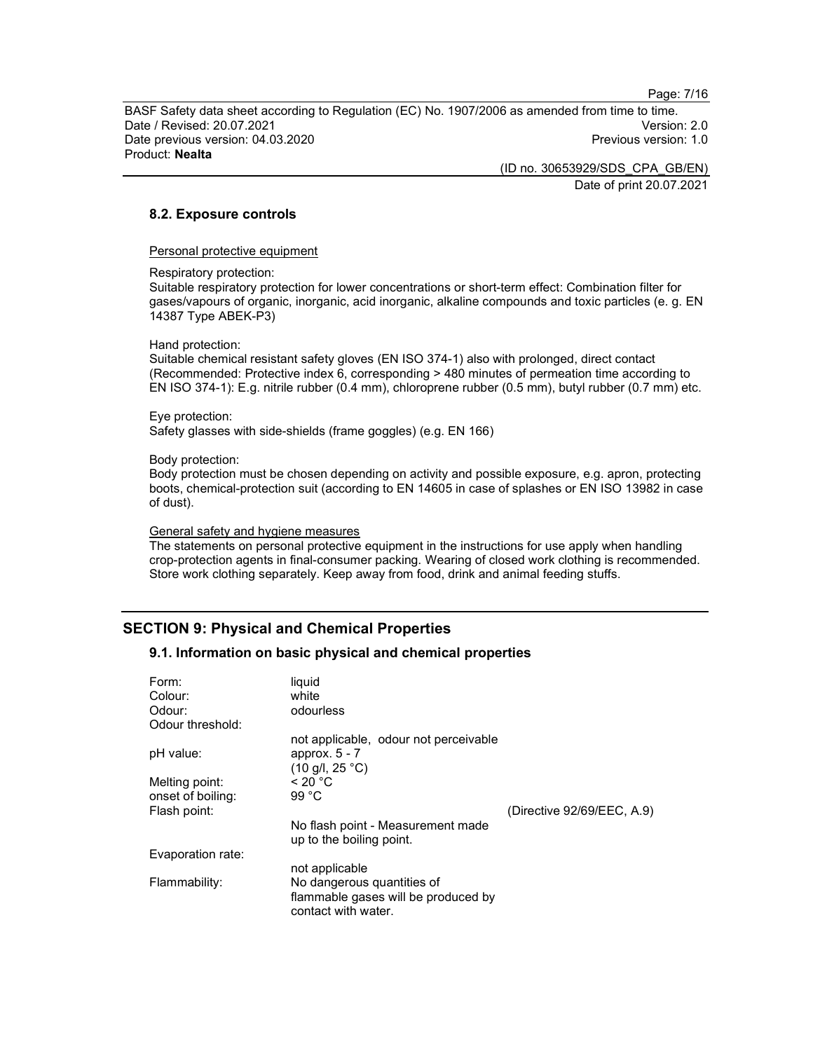### 8.2. Exposure controls

Personal protective equipment

Respiratory protection:
Suitable respiratory protection for lower concentrations or short-term effect: Combination filter for gases/vapours of organic, inorganic, acid inorganic, alkaline compounds and toxic particles (e. g. EN 14387 Type ABEK-P3)

Hand protection:
Suitable chemical resistant safety gloves (EN ISO 374-1) also with prolonged, direct contact (Recommended: Protective index 6, corresponding > 480 minutes of permeation time according to EN ISO 374-1): E.g. nitrile rubber (0.4 mm), chloroprene rubber (0.5 mm), butyl rubber (0.7 mm) etc.

Eye protection:
Safety glasses with side-shields (frame goggles) (e.g. EN 166)

Body protection:
Body protection must be chosen depending on activity and possible exposure, e.g. apron, protecting boots, chemical-protection suit (according to EN 14605 in case of splashes or EN ISO 13982 in case of dust).

General safety and hygiene measures
The statements on personal protective equipment in the instructions for use apply when handling crop-protection agents in final-consumer packing. Wearing of closed work clothing is recommended. Store work clothing separately. Keep away from food, drink and animal feeding stuffs.

## SECTION 9: Physical and Chemical Properties

### 9.1. Information on basic physical and chemical properties

| | | |
|---|---|---|
| Form: | liquid | |
| Colour: | white | |
| Odour: | odourless | |
| Odour threshold: | not applicable, odour not perceivable | |
| pH value: | approx. 5 - 7 (10 g/l, 25 °C) | |
| Melting point: | < 20 °C | |
| onset of boiling: | 99 °C | |
| Flash point: | No flash point - Measurement made up to the boiling point. | (Directive 92/69/EEC, A.9) |
| Evaporation rate: | not applicable | |
| Flammability: | No dangerous quantities of flammable gases will be produced by contact with water. | |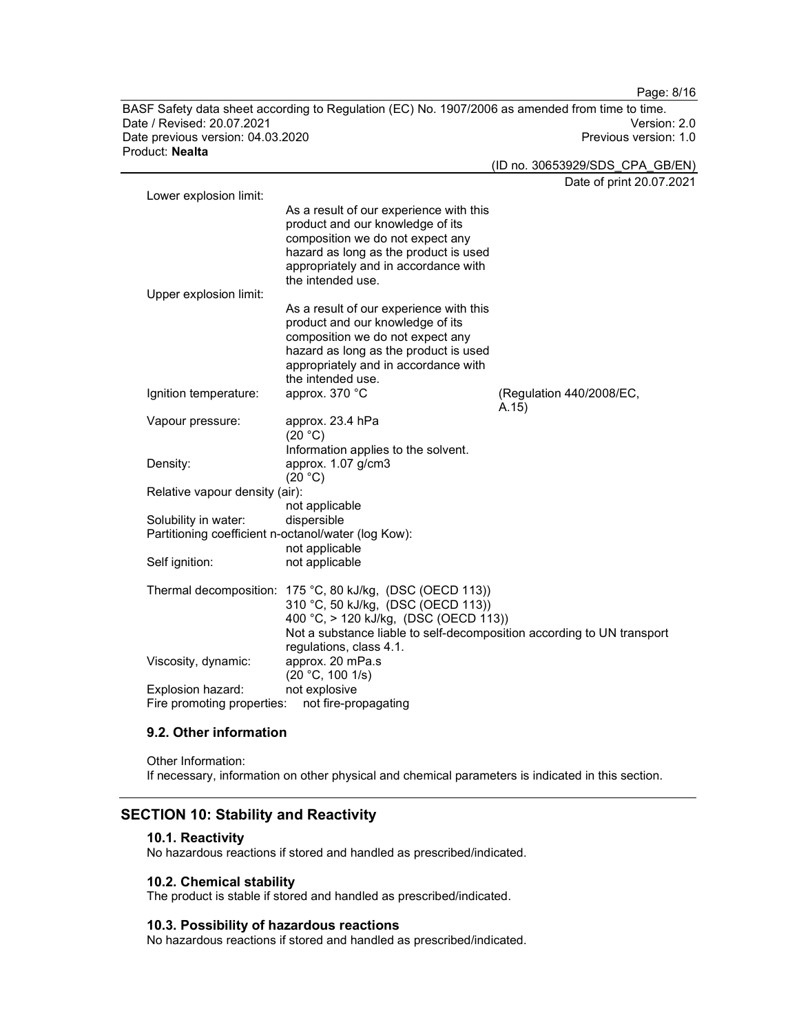| | | |
|---|---|---|
| Lower explosion limit: | As a result of our experience with this product and our knowledge of its composition we do not expect any hazard as long as the product is used appropriately and in accordance with the intended use. | |
| Upper explosion limit: | As a result of our experience with this product and our knowledge of its composition we do not expect any hazard as long as the product is used appropriately and in accordance with the intended use. | |
| Ignition temperature: | approx. 370 °C | (Regulation 440/2008/EC, A.15) |
| Vapour pressure: | approx. 23.4 hPa (20 °C) Information applies to the solvent. | |
| Density: | approx. 1.07 g/cm3 (20 °C) | |
| Relative vapour density (air): | not applicable | |
| Solubility in water: | dispersible | |
| Partitioning coefficient n-octanol/water (log Kow): | not applicable | |
| Self ignition: | not applicable | |
| Thermal decomposition: | 175 °C, 80 kJ/kg, (DSC (OECD 113)) 310 °C, 50 kJ/kg, (DSC (OECD 113)) 400 °C, > 120 kJ/kg, (DSC (OECD 113)) Not a substance liable to self-decomposition according to UN transport regulations, class 4.1. | |
| Viscosity, dynamic: | approx. 20 mPa.s (20 °C, 100 1/s) | |
| Explosion hazard: | not explosive | |
| Fire promoting properties: | not fire-propagating | |

### 9.2. Other information

Other Information:
If necessary, information on other physical and chemical parameters is indicated in this section.

## SECTION 10: Stability and Reactivity

### 10.1. Reactivity

No hazardous reactions if stored and handled as prescribed/indicated.

### 10.2. Chemical stability

The product is stable if stored and handled as prescribed/indicated.

### 10.3. Possibility of hazardous reactions

No hazardous reactions if stored and handled as prescribed/indicated.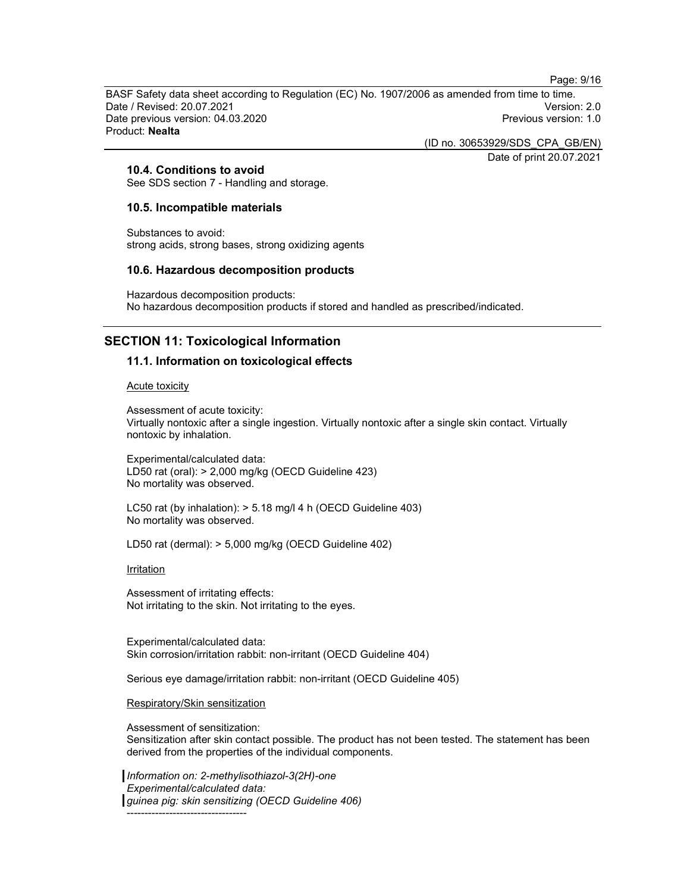### 10.4. Conditions to avoid

See SDS section 7 - Handling and storage.

### 10.5. Incompatible materials

Substances to avoid:
strong acids, strong bases, strong oxidizing agents

### 10.6. Hazardous decomposition products

Hazardous decomposition products:
No hazardous decomposition products if stored and handled as prescribed/indicated.

## SECTION 11: Toxicological Information

### 11.1. Information on toxicological effects

Acute toxicity

Assessment of acute toxicity:
Virtually nontoxic after a single ingestion. Virtually nontoxic after a single skin contact. Virtually nontoxic by inhalation.

Experimental/calculated data:
LD50 rat (oral): > 2,000 mg/kg (OECD Guideline 423)
No mortality was observed.

LC50 rat (by inhalation): > 5.18 mg/l 4 h (OECD Guideline 403)
No mortality was observed.

LD50 rat (dermal): > 5,000 mg/kg (OECD Guideline 402)

Irritation

Assessment of irritating effects:
Not irritating to the skin. Not irritating to the eyes.

Experimental/calculated data:
Skin corrosion/irritation rabbit: non-irritant (OECD Guideline 404)

Serious eye damage/irritation rabbit: non-irritant (OECD Guideline 405)

Respiratory/Skin sensitization

Assessment of sensitization:
Sensitization after skin contact possible. The product has not been tested. The statement has been derived from the properties of the individual components.

*Information on: 2-methylisothiazol-3(2H)-one*
*Experimental/calculated data:*
*guinea pig: skin sensitizing (OECD Guideline 406)*
----------------------------------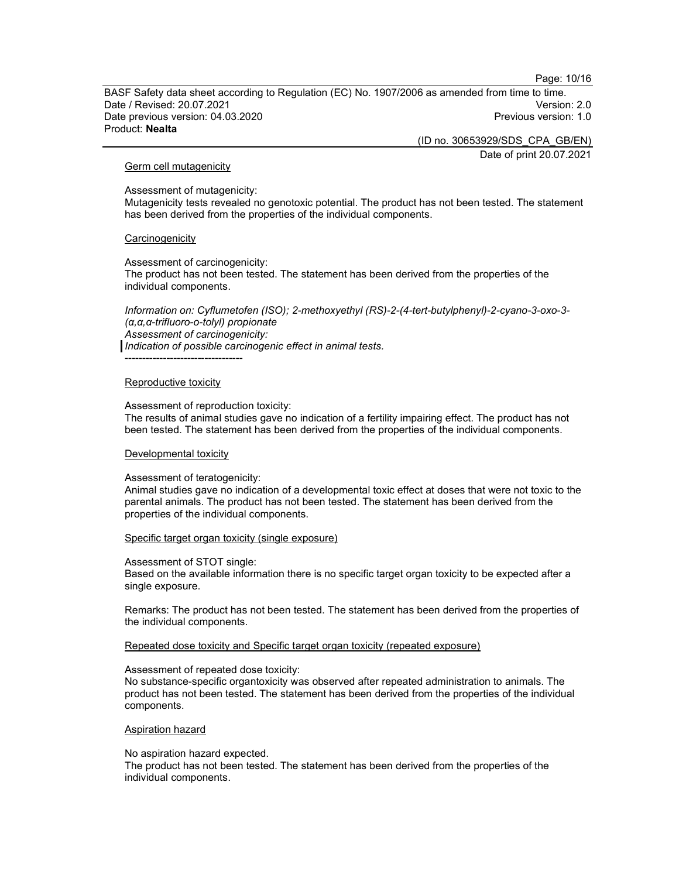#### Germ cell mutagenicity

Assessment of mutagenicity:
Mutagenicity tests revealed no genotoxic potential. The product has not been tested. The statement has been derived from the properties of the individual components.

#### Carcinogenicity

Assessment of carcinogenicity:
The product has not been tested. The statement has been derived from the properties of the individual components.

*Information on: Cyflumetofen (ISO); 2-methoxyethyl (RS)-2-(4-tert-butylphenyl)-2-cyano-3-oxo-3-(α,α,α-trifluoro-o-tolyl) propionate*
*Assessment of carcinogenicity:*
*Indication of possible carcinogenic effect in animal tests.*
----------------------------------

#### Reproductive toxicity

Assessment of reproduction toxicity:
The results of animal studies gave no indication of a fertility impairing effect. The product has not been tested. The statement has been derived from the properties of the individual components.

#### Developmental toxicity

Assessment of teratogenicity:
Animal studies gave no indication of a developmental toxic effect at doses that were not toxic to the parental animals. The product has not been tested. The statement has been derived from the properties of the individual components.

#### Specific target organ toxicity (single exposure)

Assessment of STOT single:
Based on the available information there is no specific target organ toxicity to be expected after a single exposure.

Remarks: The product has not been tested. The statement has been derived from the properties of the individual components.

#### Repeated dose toxicity and Specific target organ toxicity (repeated exposure)

Assessment of repeated dose toxicity:
No substance-specific organtoxicity was observed after repeated administration to animals. The product has not been tested. The statement has been derived from the properties of the individual components.

#### Aspiration hazard

No aspiration hazard expected.
The product has not been tested. The statement has been derived from the properties of the individual components.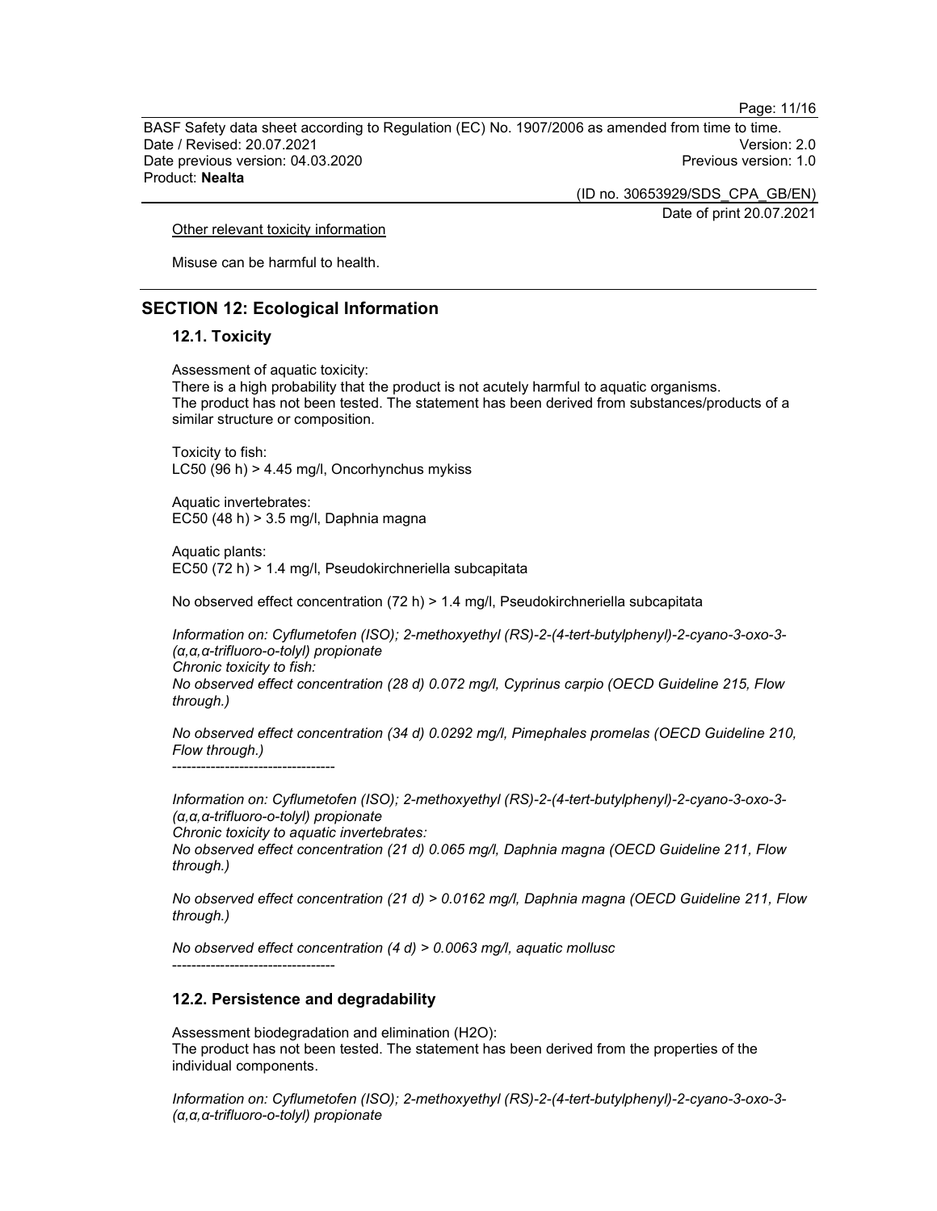Other relevant toxicity information

Misuse can be harmful to health.

## SECTION 12: Ecological Information

### 12.1. Toxicity

Assessment of aquatic toxicity:
There is a high probability that the product is not acutely harmful to aquatic organisms.
The product has not been tested. The statement has been derived from substances/products of a similar structure or composition.

Toxicity to fish:
LC50 (96 h) > 4.45 mg/l, Oncorhynchus mykiss

Aquatic invertebrates:
EC50 (48 h) > 3.5 mg/l, Daphnia magna

Aquatic plants:
EC50 (72 h) > 1.4 mg/l, Pseudokirchneriella subcapitata

No observed effect concentration (72 h) > 1.4 mg/l, Pseudokirchneriella subcapitata

*Information on: Cyflumetofen (ISO); 2-methoxyethyl (RS)-2-(4-tert-butylphenyl)-2-cyano-3-oxo-3-(α,α,α-trifluoro-o-tolyl) propionate*
*Chronic toxicity to fish:*
*No observed effect concentration (28 d) 0.072 mg/l, Cyprinus carpio (OECD Guideline 215, Flow through.)*

*No observed effect concentration (34 d) 0.0292 mg/l, Pimephales promelas (OECD Guideline 210, Flow through.)*
----------------------------------

*Information on: Cyflumetofen (ISO); 2-methoxyethyl (RS)-2-(4-tert-butylphenyl)-2-cyano-3-oxo-3-(α,α,α-trifluoro-o-tolyl) propionate*
*Chronic toxicity to aquatic invertebrates:*
*No observed effect concentration (21 d) 0.065 mg/l, Daphnia magna (OECD Guideline 211, Flow through.)*

*No observed effect concentration (21 d) > 0.0162 mg/l, Daphnia magna (OECD Guideline 211, Flow through.)*

*No observed effect concentration (4 d) > 0.0063 mg/l, aquatic mollusc*
----------------------------------

### 12.2. Persistence and degradability

Assessment biodegradation and elimination (H2O):
The product has not been tested. The statement has been derived from the properties of the individual components.

*Information on: Cyflumetofen (ISO); 2-methoxyethyl (RS)-2-(4-tert-butylphenyl)-2-cyano-3-oxo-3-(α,α,α-trifluoro-o-tolyl) propionate*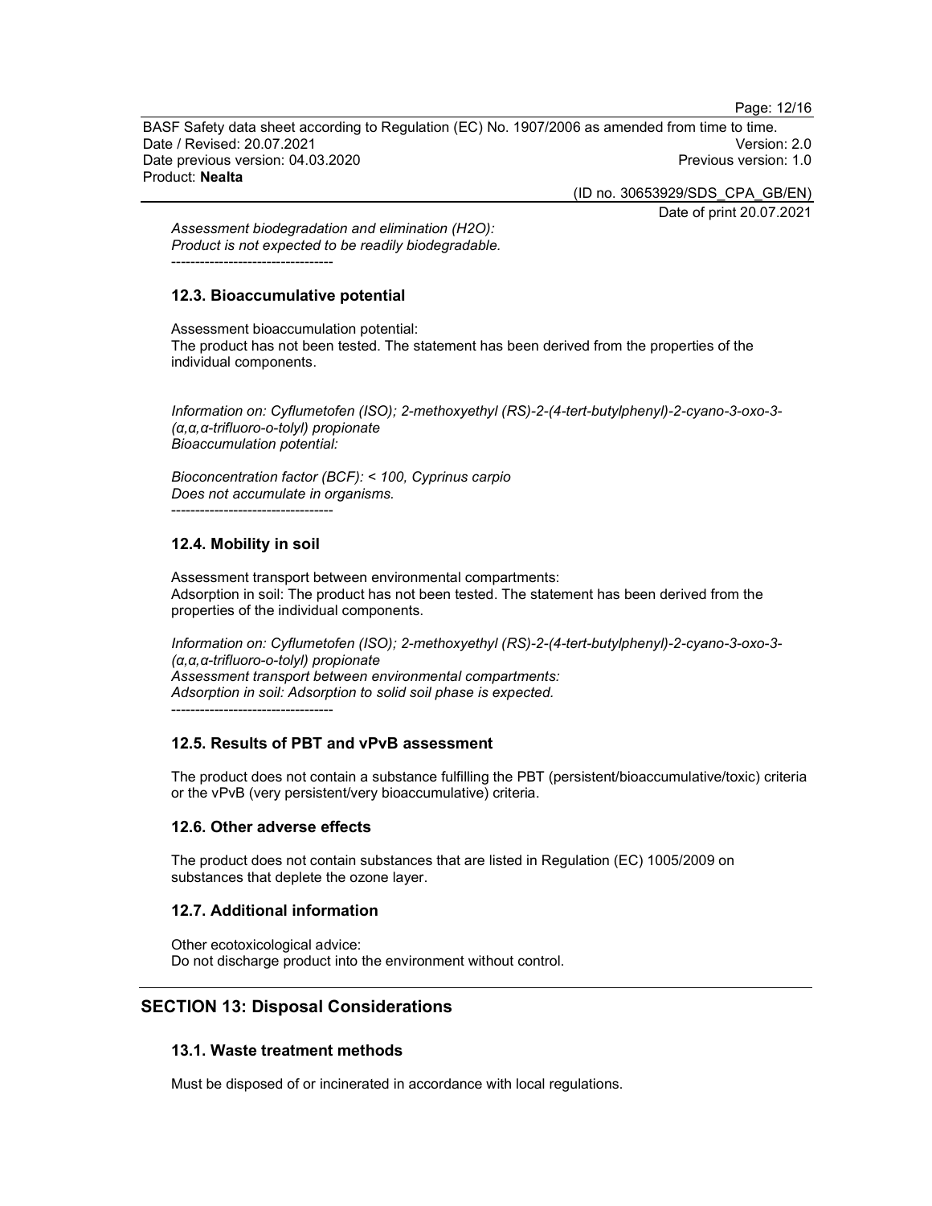*Assessment biodegradation and elimination (H2O):*
*Product is not expected to be readily biodegradable.*

----------------------------------

### 12.3. Bioaccumulative potential

Assessment bioaccumulation potential:
The product has not been tested. The statement has been derived from the properties of the individual components.

*Information on: Cyflumetofen (ISO); 2-methoxyethyl (RS)-2-(4-tert-butylphenyl)-2-cyano-3-oxo-3-(α,α,α-trifluoro-o-tolyl) propionate*
*Bioaccumulation potential:*

*Bioconcentration factor (BCF): < 100, Cyprinus carpio*
*Does not accumulate in organisms.*

----------------------------------

### 12.4. Mobility in soil

Assessment transport between environmental compartments:
Adsorption in soil: The product has not been tested. The statement has been derived from the properties of the individual components.

*Information on: Cyflumetofen (ISO); 2-methoxyethyl (RS)-2-(4-tert-butylphenyl)-2-cyano-3-oxo-3-(α,α,α-trifluoro-o-tolyl) propionate*
*Assessment transport between environmental compartments:*
*Adsorption in soil: Adsorption to solid soil phase is expected.*

----------------------------------

### 12.5. Results of PBT and vPvB assessment

The product does not contain a substance fulfilling the PBT (persistent/bioaccumulative/toxic) criteria or the vPvB (very persistent/very bioaccumulative) criteria.

### 12.6. Other adverse effects

The product does not contain substances that are listed in Regulation (EC) 1005/2009 on substances that deplete the ozone layer.

### 12.7. Additional information

Other ecotoxicological advice:
Do not discharge product into the environment without control.

## SECTION 13: Disposal Considerations

### 13.1. Waste treatment methods

Must be disposed of or incinerated in accordance with local regulations.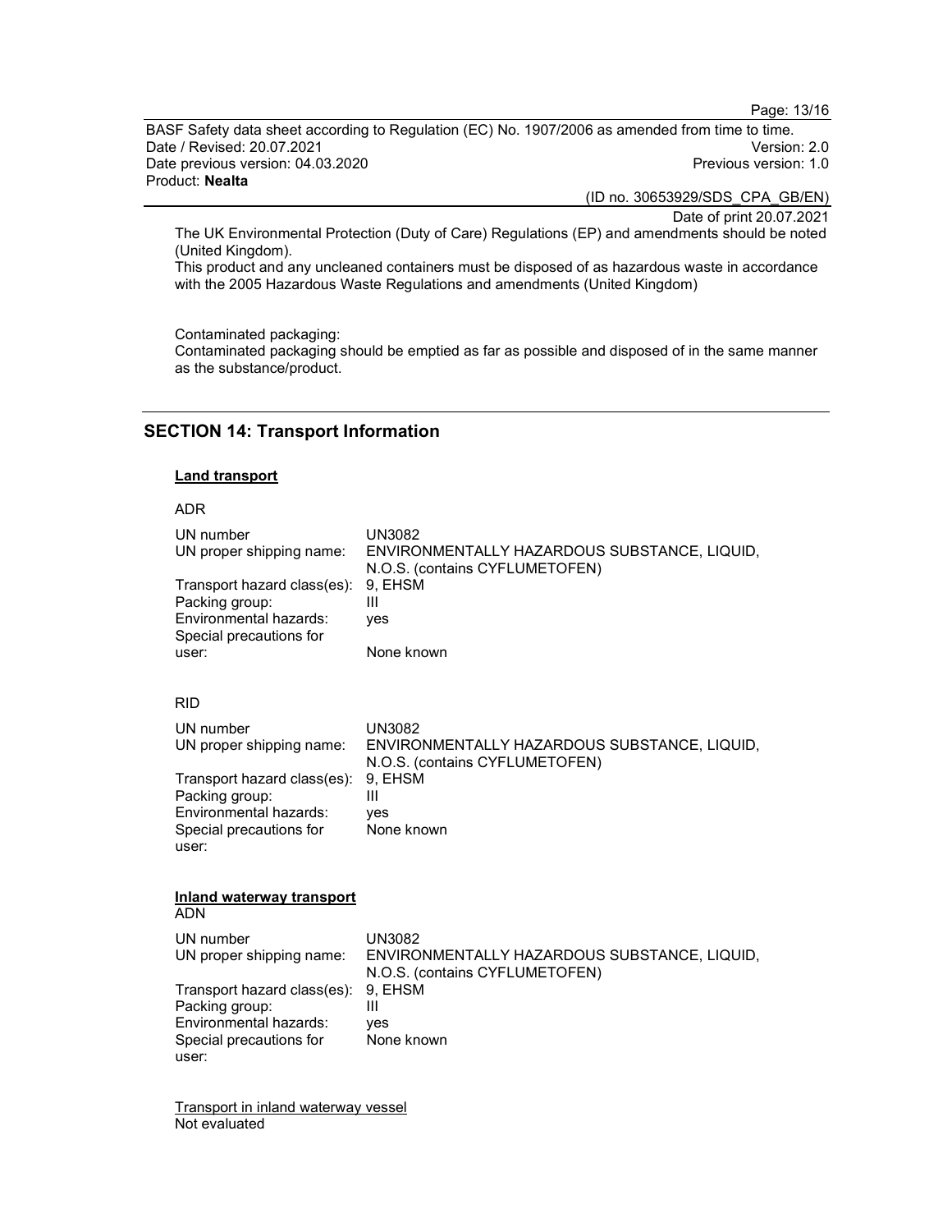The UK Environmental Protection (Duty of Care) Regulations (EP) and amendments should be noted (United Kingdom).
This product and any uncleaned containers must be disposed of as hazardous waste in accordance with the 2005 Hazardous Waste Regulations and amendments (United Kingdom)

Contaminated packaging:
Contaminated packaging should be emptied as far as possible and disposed of in the same manner as the substance/product.

## SECTION 14: Transport Information

### Land transport

ADR

| | |
|---|---|
| UN number | UN3082 |
| UN proper shipping name: | ENVIRONMENTALLY HAZARDOUS SUBSTANCE, LIQUID, N.O.S. (contains CYFLUMETOFEN) |
| Transport hazard class(es): | 9, EHSM |
| Packing group: | III |
| Environmental hazards: | yes |
| Special precautions for user: | None known |

RID

| | |
|---|---|
| UN number | UN3082 |
| UN proper shipping name: | ENVIRONMENTALLY HAZARDOUS SUBSTANCE, LIQUID, N.O.S. (contains CYFLUMETOFEN) |
| Transport hazard class(es): | 9, EHSM |
| Packing group: | III |
| Environmental hazards: | yes |
| Special precautions for user: | None known |

### Inland waterway transport

ADN

| | |
|---|---|
| UN number | UN3082 |
| UN proper shipping name: | ENVIRONMENTALLY HAZARDOUS SUBSTANCE, LIQUID, N.O.S. (contains CYFLUMETOFEN) |
| Transport hazard class(es): | 9, EHSM |
| Packing group: | III |
| Environmental hazards: | yes |
| Special precautions for user: | None known |

Transport in inland waterway vessel
Not evaluated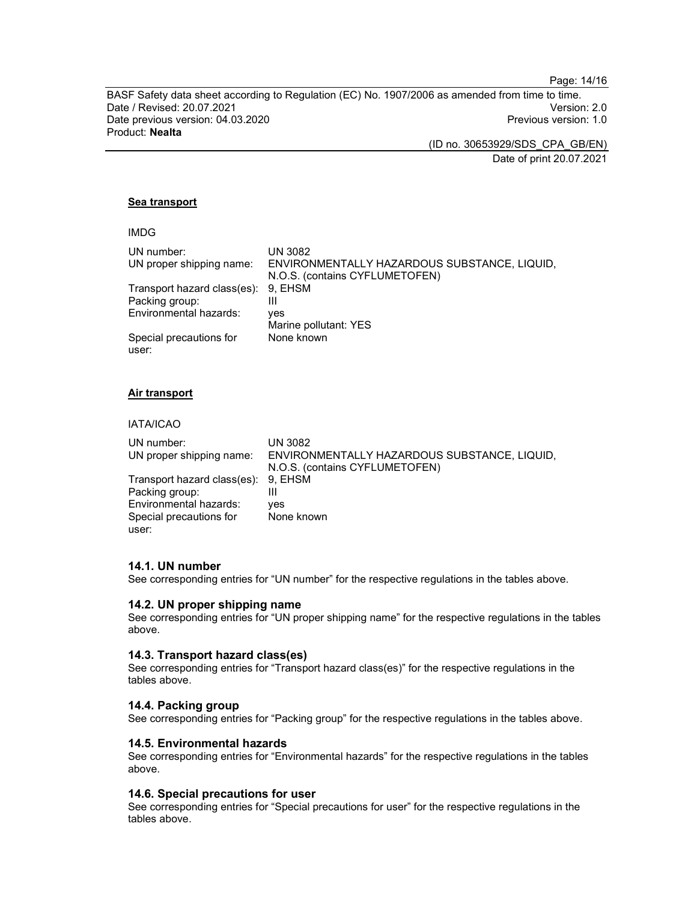**Sea transport**

IMDG

| | |
|---|---|
| UN number: | UN 3082 |
| UN proper shipping name: | ENVIRONMENTALLY HAZARDOUS SUBSTANCE, LIQUID, N.O.S. (contains CYFLUMETOFEN) |
| Transport hazard class(es): | 9, EHSM |
| Packing group: | III |
| Environmental hazards: | yes<br>Marine pollutant: YES |
| Special precautions for user: | None known |

**Air transport**

IATA/ICAO

| | |
|---|---|
| UN number: | UN 3082 |
| UN proper shipping name: | ENVIRONMENTALLY HAZARDOUS SUBSTANCE, LIQUID, N.O.S. (contains CYFLUMETOFEN) |
| Transport hazard class(es): | 9, EHSM |
| Packing group: | III |
| Environmental hazards: | yes |
| Special precautions for user: | None known |

### 14.1. UN number

See corresponding entries for “UN number” for the respective regulations in the tables above.

### 14.2. UN proper shipping name

See corresponding entries for “UN proper shipping name” for the respective regulations in the tables above.

### 14.3. Transport hazard class(es)

See corresponding entries for “Transport hazard class(es)” for the respective regulations in the tables above.

### 14.4. Packing group

See corresponding entries for “Packing group” for the respective regulations in the tables above.

### 14.5. Environmental hazards

See corresponding entries for “Environmental hazards” for the respective regulations in the tables above.

### 14.6. Special precautions for user

See corresponding entries for “Special precautions for user” for the respective regulations in the tables above.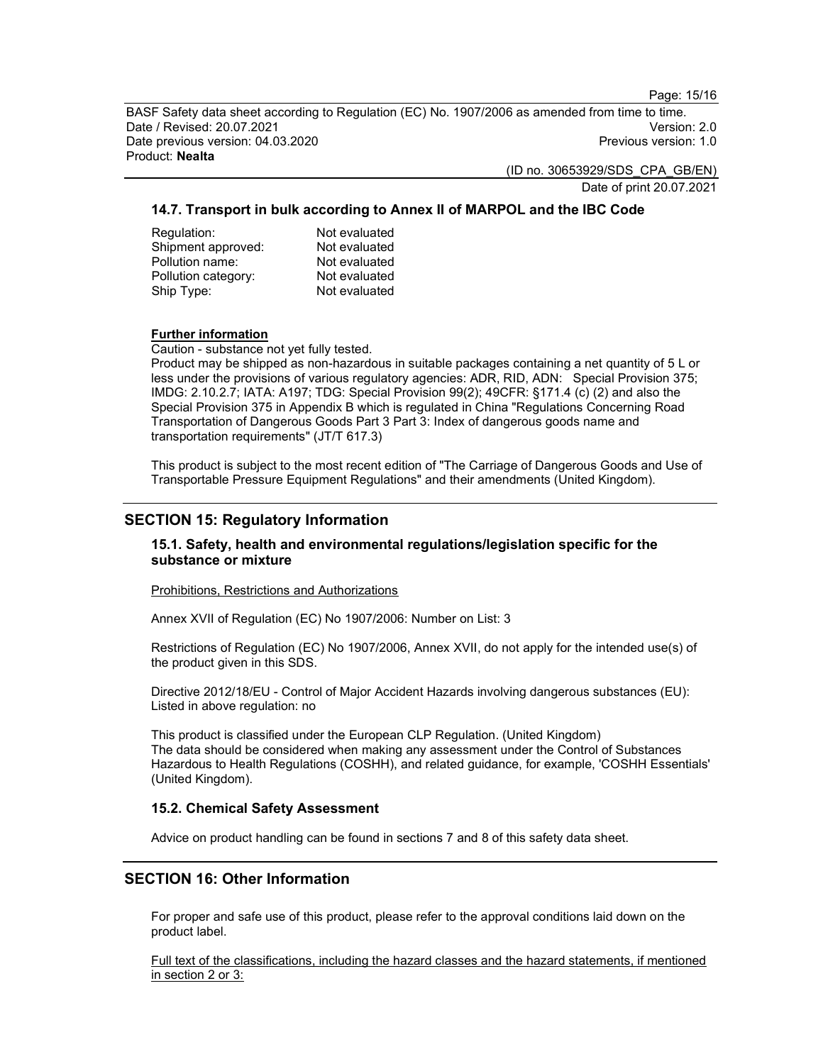### 14.7. Transport in bulk according to Annex II of MARPOL and the IBC Code

| | |
|---|---|
| Regulation: | Not evaluated |
| Shipment approved: | Not evaluated |
| Pollution name: | Not evaluated |
| Pollution category: | Not evaluated |
| Ship Type: | Not evaluated |

**Further information**

Caution - substance not yet fully tested.

Product may be shipped as non-hazardous in suitable packages containing a net quantity of 5 L or less under the provisions of various regulatory agencies: ADR, RID, ADN: Special Provision 375; IMDG: 2.10.2.7; IATA: A197; TDG: Special Provision 99(2); 49CFR: §171.4 (c) (2) and also the Special Provision 375 in Appendix B which is regulated in China "Regulations Concerning Road Transportation of Dangerous Goods Part 3 Part 3: Index of dangerous goods name and transportation requirements" (JT/T 617.3)

This product is subject to the most recent edition of "The Carriage of Dangerous Goods and Use of Transportable Pressure Equipment Regulations" and their amendments (United Kingdom).

## SECTION 15: Regulatory Information

### 15.1. Safety, health and environmental regulations/legislation specific for the substance or mixture

Prohibitions, Restrictions and Authorizations

Annex XVII of Regulation (EC) No 1907/2006: Number on List: 3

Restrictions of Regulation (EC) No 1907/2006, Annex XVII, do not apply for the intended use(s) of the product given in this SDS.

Directive 2012/18/EU - Control of Major Accident Hazards involving dangerous substances (EU): Listed in above regulation: no

This product is classified under the European CLP Regulation. (United Kingdom)
The data should be considered when making any assessment under the Control of Substances Hazardous to Health Regulations (COSHH), and related guidance, for example, 'COSHH Essentials' (United Kingdom).

### 15.2. Chemical Safety Assessment

Advice on product handling can be found in sections 7 and 8 of this safety data sheet.

## SECTION 16: Other Information

For proper and safe use of this product, please refer to the approval conditions laid down on the product label.

Full text of the classifications, including the hazard classes and the hazard statements, if mentioned in section 2 or 3: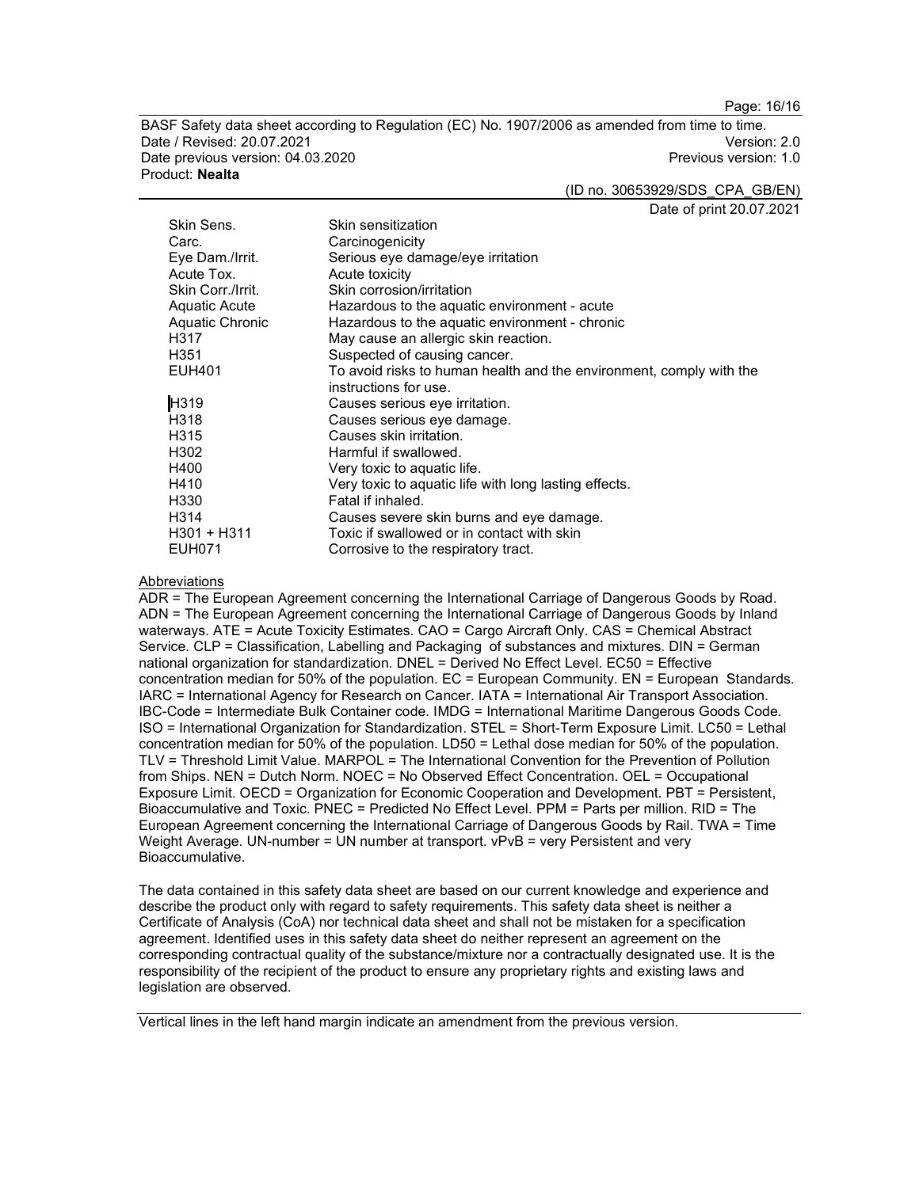| | |
|---|---|
| Skin Sens. | Skin sensitization |
| Carc. | Carcinogenicity |
| Eye Dam./Irrit. | Serious eye damage/eye irritation |
| Acute Tox. | Acute toxicity |
| Skin Corr./Irrit. | Skin corrosion/irritation |
| Aquatic Acute | Hazardous to the aquatic environment - acute |
| Aquatic Chronic | Hazardous to the aquatic environment - chronic |
| H317 | May cause an allergic skin reaction. |
| H351 | Suspected of causing cancer. |
| EUH401 | To avoid risks to human health and the environment, comply with the instructions for use. |
| H319 | Causes serious eye irritation. |
| H318 | Causes serious eye damage. |
| H315 | Causes skin irritation. |
| H302 | Harmful if swallowed. |
| H400 | Very toxic to aquatic life. |
| H410 | Very toxic to aquatic life with long lasting effects. |
| H330 | Fatal if inhaled. |
| H314 | Causes severe skin burns and eye damage. |
| H301 + H311 | Toxic if swallowed or in contact with skin |
| EUH071 | Corrosive to the respiratory tract. |

Abbreviations

ADR = The European Agreement concerning the International Carriage of Dangerous Goods by Road. ADN = The European Agreement concerning the International Carriage of Dangerous Goods by Inland waterways. ATE = Acute Toxicity Estimates. CAO = Cargo Aircraft Only. CAS = Chemical Abstract Service. CLP = Classification, Labelling and Packaging of substances and mixtures. DIN = German national organization for standardization. DNEL = Derived No Effect Level. EC50 = Effective concentration median for 50% of the population. EC = European Community. EN = European Standards. IARC = International Agency for Research on Cancer. IATA = International Air Transport Association. IBC-Code = Intermediate Bulk Container code. IMDG = International Maritime Dangerous Goods Code. ISO = International Organization for Standardization. STEL = Short-Term Exposure Limit. LC50 = Lethal concentration median for 50% of the population. LD50 = Lethal dose median for 50% of the population. TLV = Threshold Limit Value. MARPOL = The International Convention for the Prevention of Pollution from Ships. NEN = Dutch Norm. NOEC = No Observed Effect Concentration. OEL = Occupational Exposure Limit. OECD = Organization for Economic Cooperation and Development. PBT = Persistent, Bioaccumulative and Toxic. PNEC = Predicted No Effect Level. PPM = Parts per million. RID = The European Agreement concerning the International Carriage of Dangerous Goods by Rail. TWA = Time Weight Average. UN-number = UN number at transport. vPvB = very Persistent and very Bioaccumulative.

The data contained in this safety data sheet are based on our current knowledge and experience and describe the product only with regard to safety requirements. This safety data sheet is neither a Certificate of Analysis (CoA) nor technical data sheet and shall not be mistaken for a specification agreement. Identified uses in this safety data sheet do neither represent an agreement on the corresponding contractual quality of the substance/mixture nor a contractually designated use. It is the responsibility of the recipient of the product to ensure any proprietary rights and existing laws and legislation are observed.

Vertical lines in the left hand margin indicate an amendment from the previous version.